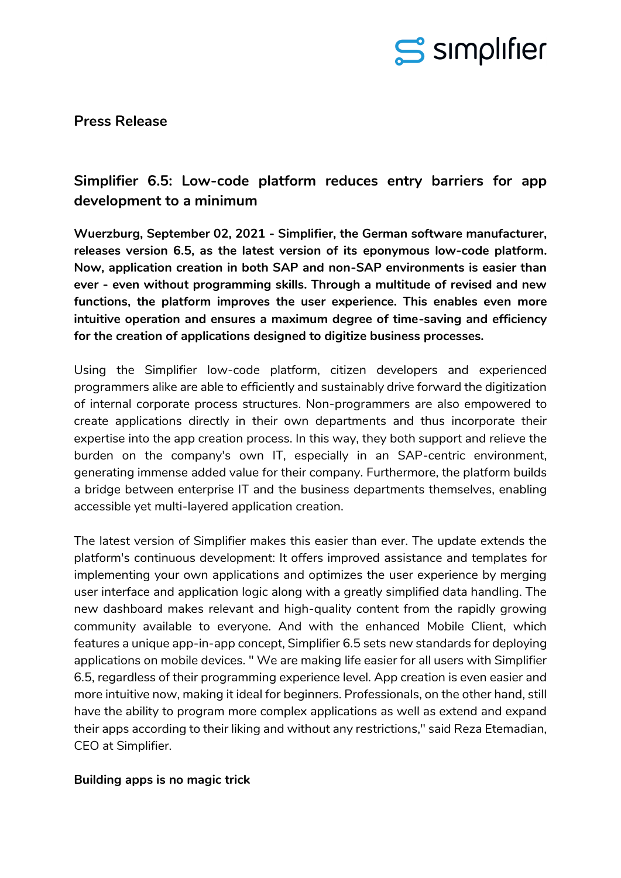**Press Release**

## Simplifier 6.5: Low-code platform reduces entry barriers for app development to a minimum

**Wuerzburg, September 02, 2021 - Simplifier, the German software manufacturer, releases version 6.5, as the latest version of its eponymous low-code platform. Now, application creation in both SAP and non-SAP environments is easier than ever - even without programming skills. Through a multitude of revised and new functions, the platform improves the user experience. This enables even more intuitive operation and ensures a maximum degree of time-saving and efficiency for the creation of applications designed to digitize business processes.**

Using the Simplifier low-code platform, citizen developers and experienced programmers alike are able to efficiently and sustainably drive forward the digitization of internal corporate process structures. Non-programmers are also empowered to create applications directly in their own departments and thus incorporate their expertise into the app creation process. In this way, they both support and relieve the burden on the company's own IT, especially in an SAP-centric environment, generating immense added value for their company. Furthermore, the platform builds a bridge between enterprise IT and the business departments themselves, enabling accessible yet multi-layered application creation.

The latest version of Simplifier makes this easier than ever. The update extends the platform's continuous development: It offers improved assistance and templates for implementing your own applications and optimizes the user experience by merging user interface and application logic along with a greatly simplified data handling. The new dashboard makes relevant and high-quality content from the rapidly growing community available to everyone. And with the enhanced Mobile Client, which features a unique app-in-app concept, Simplifier 6.5 sets new standards for deploying applications on mobile devices. " We are making life easier for all users with Simplifier 6.5, regardless of their programming experience level. App creation is even easier and more intuitive now, making it ideal for beginners. Professionals, on the other hand, still have the ability to program more complex applications as well as extend and expand their apps according to their liking and without any restrictions," said Reza Etemadian, CEO at Simplifier.

**Building apps is no magic trick**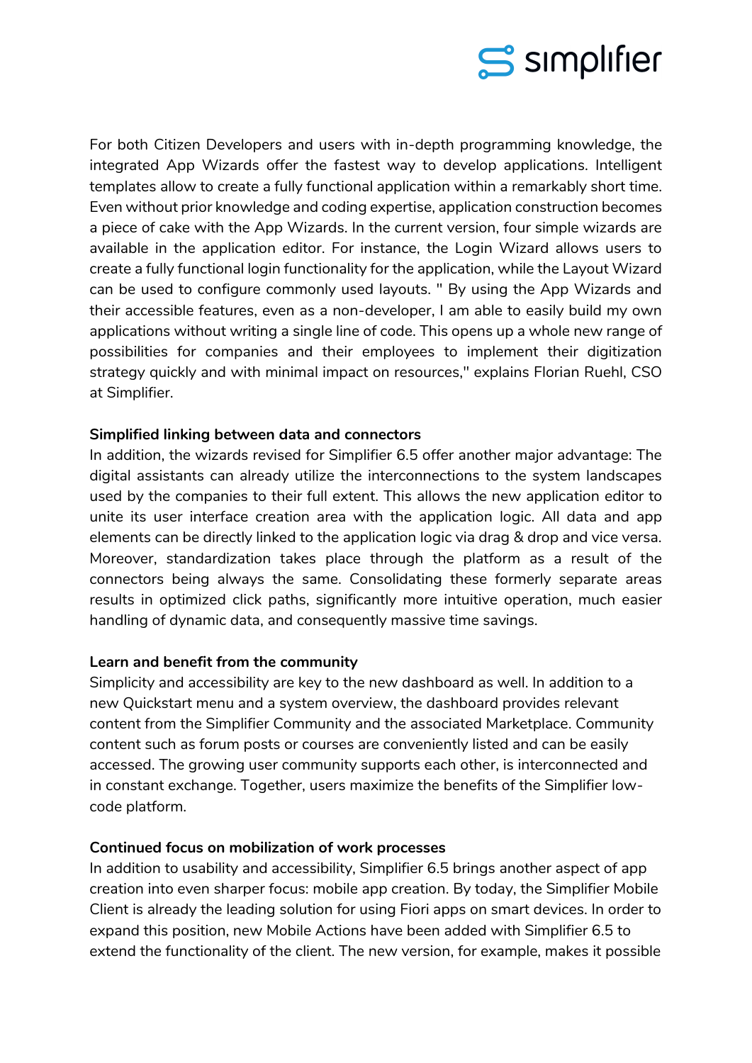For both Citizen Developers and users with in-depth programming knowledge, the integrated App Wizards offer the fastest way to develop applications. Intelligent templates allow to create a fully functional application within a remarkably short time. Even without prior knowledge and coding expertise, application construction becomes a piece of cake with the App Wizards. In the current version, four simple wizards are available in the application editor. For instance, the Login Wizard allows users to create a fully functional login functionality for the application, while the Layout Wizard can be used to configure commonly used layouts. " By using the App Wizards and their accessible features, even as a non-developer, I am able to easily build my own applications without writing a single line of code. This opens up a whole new range of possibilities for companies and their employees to implement their digitization strategy quickly and with minimal impact on resources," explains Florian Ruehl, CSO at Simplifier.

**Simplified linking between data and connectors**

In addition, the wizards revised for Simplifier 6.5 offer another major advantage: The digital assistants can already utilize the interconnections to the system landscapes used by the companies to their full extent. This allows the new application editor to unite its user interface creation area with the application logic. All data and app elements can be directly linked to the application logic via drag & drop and vice versa. Moreover, standardization takes place through the platform as a result of the connectors being always the same. Consolidating these formerly separate areas results in optimized click paths, significantly more intuitive operation, much easier handling of dynamic data, and consequently massive time savings.

**Learn and benefit from the community**

Simplicity and accessibility are key to the new dashboard as well. In addition to a new Quickstart menu and a system overview, the dashboard provides relevant content from the Simplifier Community and the associated Marketplace. Community content such as forum posts or courses are conveniently listed and can be easily accessed. The growing user community supports each other, is interconnected and in constant exchange. Together, users maximize the benefits of the Simplifier low-code platform.

**Continued focus on mobilization of work processes**

In addition to usability and accessibility, Simplifier 6.5 brings another aspect of app creation into even sharper focus: mobile app creation. By today, the Simplifier Mobile Client is already the leading solution for using Fiori apps on smart devices. In order to expand this position, new Mobile Actions have been added with Simplifier 6.5 to extend the functionality of the client. The new version, for example, makes it possible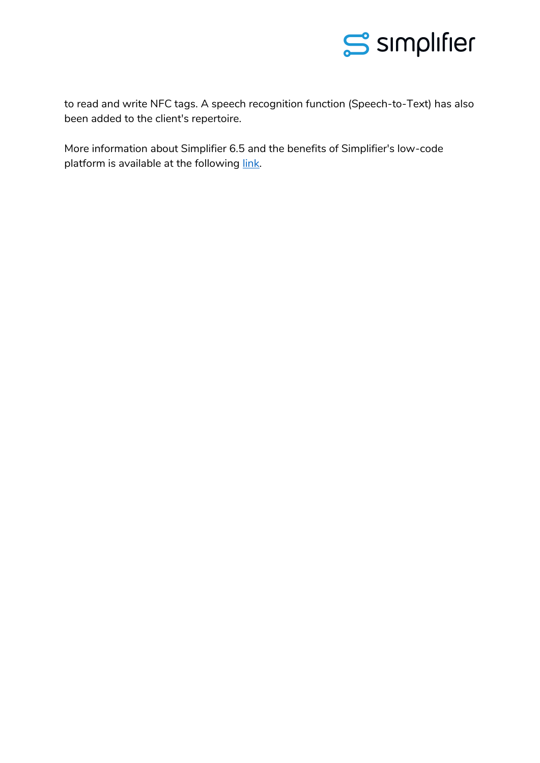to read and write NFC tags. A speech recognition function (Speech-to-Text) has also been added to the client's repertoire.

More information about Simplifier 6.5 and the benefits of Simplifier's low-code platform is available at the following link.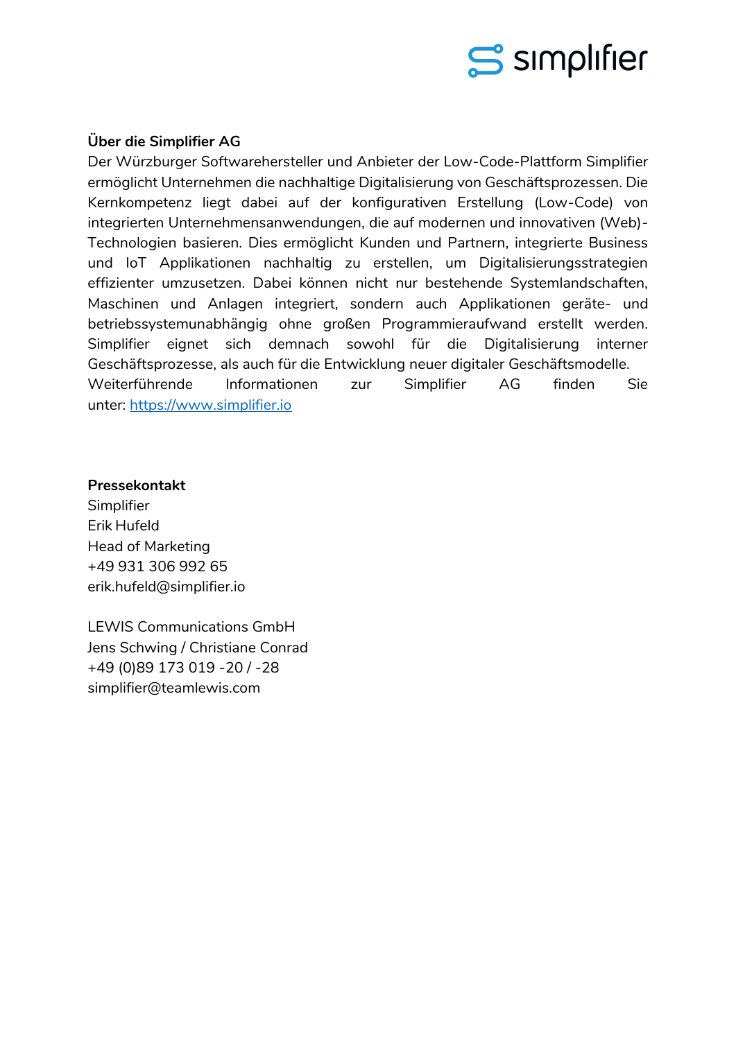**Über die Simplifier AG**

Der Würzburger Softwarehersteller und Anbieter der Low-Code-Plattform Simplifier ermöglicht Unternehmen die nachhaltige Digitalisierung von Geschäftsprozessen. Die Kernkompetenz liegt dabei auf der konfigurativen Erstellung (Low-Code) von integrierten Unternehmensanwendungen, die auf modernen und innovativen (Web)-Technologien basieren. Dies ermöglicht Kunden und Partnern, integrierte Business und IoT Applikationen nachhaltig zu erstellen, um Digitalisierungsstrategien effizienter umzusetzen. Dabei können nicht nur bestehende Systemlandschaften, Maschinen und Anlagen integriert, sondern auch Applikationen geräte- und betriebssystemunabhängig ohne großen Programmieraufwand erstellt werden. Simplifier eignet sich demnach sowohl für die Digitalisierung interner Geschäftsprozesse, als auch für die Entwicklung neuer digitaler Geschäftsmodelle.
Weiterführende Informationen zur Simplifier AG finden Sie unter: https://www.simplifier.io

**Pressekontakt**

Simplifier
Erik Hufeld
Head of Marketing
+49 931 306 992 65
erik.hufeld@simplifier.io

LEWIS Communications GmbH
Jens Schwing / Christiane Conrad
+49 (0)89 173 019 -20 / -28
simplifier@teamlewis.com